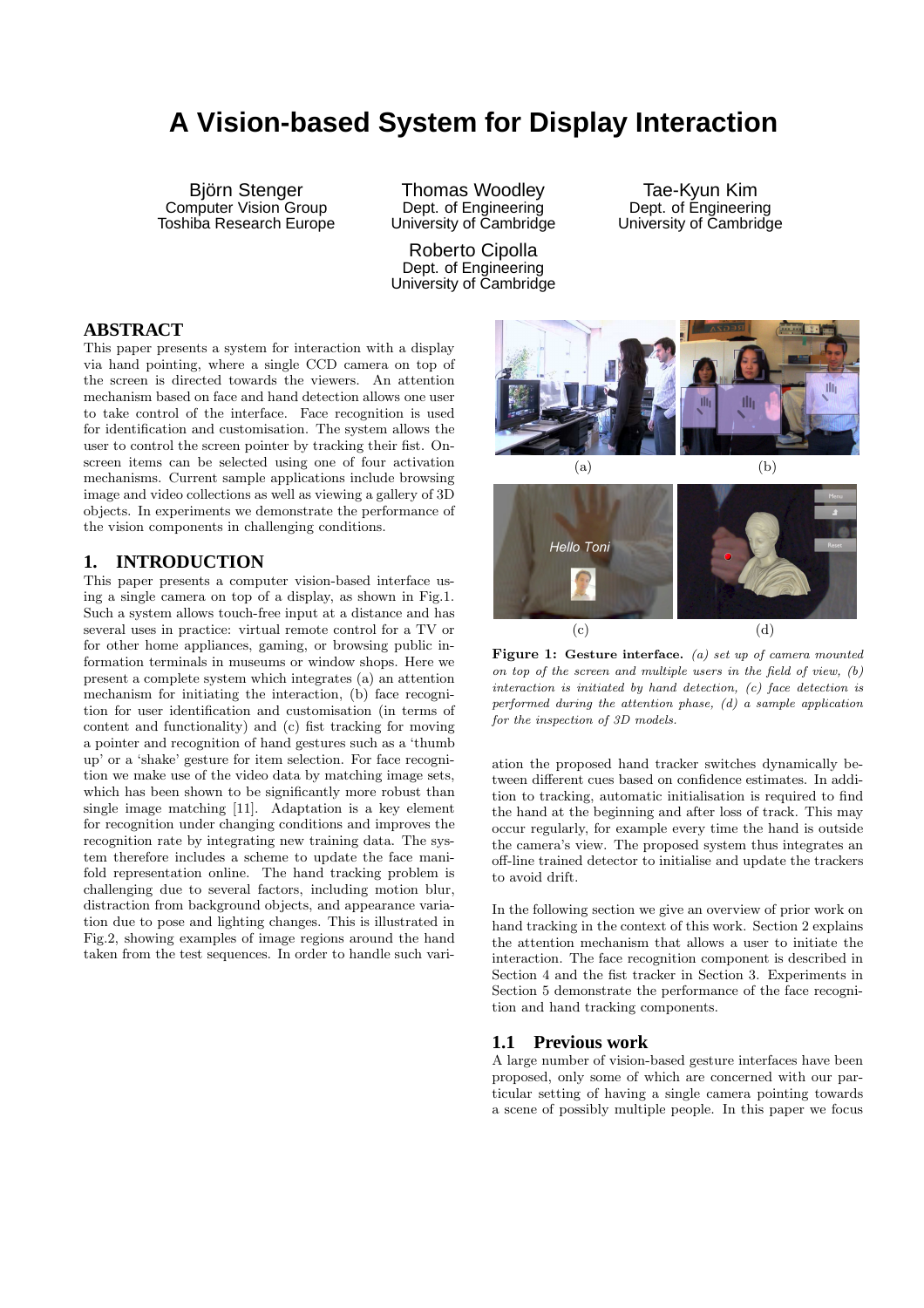# A Vision-based System for Display Interaction

Björn Stenger
Computer Vision Group
Toshiba Research Europe

Thomas Woodley
Dept. of Engineering
University of Cambridge

Tae-Kyun Kim
Dept. of Engineering
University of Cambridge

Roberto Cipolla
Dept. of Engineering
University of Cambridge

## ABSTRACT

This paper presents a system for interaction with a display via hand pointing, where a single CCD camera on top of the screen is directed towards the viewers. An attention mechanism based on face and hand detection allows one user to take control of the interface. Face recognition is used for identification and customisation. The system allows the user to control the screen pointer by tracking their fist. On-screen items can be selected using one of four activation mechanisms. Current sample applications include browsing image and video collections as well as viewing a gallery of 3D objects. In experiments we demonstrate the performance of the vision components in challenging conditions.

## 1. INTRODUCTION

This paper presents a computer vision-based interface using a single camera on top of a display, as shown in Fig.1. Such a system allows touch-free input at a distance and has several uses in practice: virtual remote control for a TV or for other home appliances, gaming, or browsing public information terminals in museums or window shops. Here we present a complete system which integrates (a) an attention mechanism for initiating the interaction, (b) face recognition for user identification and customisation (in terms of content and functionality) and (c) fist tracking for moving a pointer and recognition of hand gestures such as a 'thumb up' or a 'shake' gesture for item selection. For face recognition we make use of the video data by matching image sets, which has been shown to be significantly more robust than single image matching [11]. Adaptation is a key element for recognition under changing conditions and improves the recognition rate by integrating new training data. The system therefore includes a scheme to update the face manifold representation online. The hand tracking problem is challenging due to several factors, including motion blur, distraction from background objects, and appearance variation due to pose and lighting changes. This is illustrated in Fig.2, showing examples of image regions around the hand taken from the test sequences. In order to handle such variation the proposed hand tracker switches dynamically between different cues based on confidence estimates. In addition to tracking, automatic initialisation is required to find the hand at the beginning and after loss of track. This may occur regularly, for example every time the hand is outside the camera's view. The proposed system thus integrates an off-line trained detector to initialise and update the trackers to avoid drift.

(a) (b) (c) (d)

**Figure 1: Gesture interface.** *(a) set up of camera mounted on top of the screen and multiple users in the field of view, (b) interaction is initiated by hand detection, (c) face detection is performed during the attention phase, (d) a sample application for the inspection of 3D models.*

In the following section we give an overview of prior work on hand tracking in the context of this work. Section 2 explains the attention mechanism that allows a user to initiate the interaction. The face recognition component is described in Section 4 and the fist tracker in Section 3. Experiments in Section 5 demonstrate the performance of the face recognition and hand tracking components.

### 1.1 Previous work

A large number of vision-based gesture interfaces have been proposed, only some of which are concerned with our particular setting of having a single camera pointing towards a scene of possibly multiple people. In this paper we focus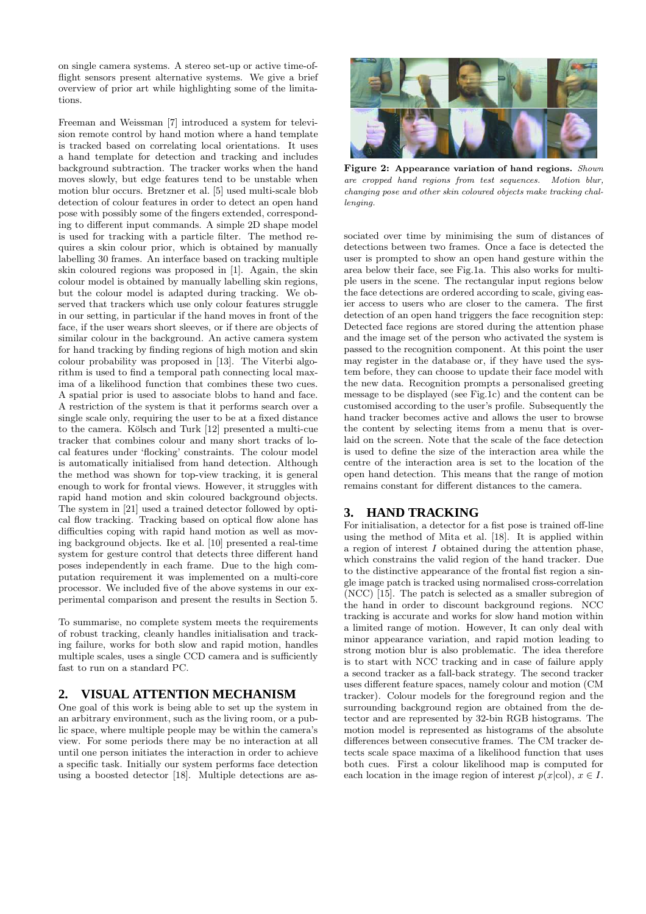on single camera systems. A stereo set-up or active time-of-flight sensors present alternative systems. We give a brief overview of prior art while highlighting some of the limitations.

Freeman and Weissman [7] introduced a system for television remote control by hand motion where a hand template is tracked based on correlating local orientations. It uses a hand template for detection and tracking and includes background subtraction. The tracker works when the hand moves slowly, but edge features tend to be unstable when motion blur occurs. Bretzner et al. [5] used multi-scale blob detection of colour features in order to detect an open hand pose with possibly some of the fingers extended, corresponding to different input commands. A simple 2D shape model is used for tracking with a particle filter. The method requires a skin colour prior, which is obtained by manually labelling 30 frames. An interface based on tracking multiple skin coloured regions was proposed in [1]. Again, the skin colour model is obtained by manually labelling skin regions, but the colour model is adapted during tracking. We observed that trackers which use only colour features struggle in our setting, in particular if the hand moves in front of the face, if the user wears short sleeves, or if there are objects of similar colour in the background. An active camera system for hand tracking by finding regions of high motion and skin colour probability was proposed in [13]. The Viterbi algorithm is used to find a temporal path connecting local maxima of a likelihood function that combines these two cues. A spatial prior is used to associate blobs to hand and face. A restriction of the system is that it performs search over a single scale only, requiring the user to be at a fixed distance to the camera. Kölsch and Turk [12] presented a multi-cue tracker that combines colour and many short tracks of local features under 'flocking' constraints. The colour model is automatically initialised from hand detection. Although the method was shown for top-view tracking, it is general enough to work for frontal views. However, it struggles with rapid hand motion and skin coloured background objects. The system in [21] used a trained detector followed by optical flow tracking. Tracking based on optical flow alone has difficulties coping with rapid hand motion as well as moving background objects. Ike et al. [10] presented a real-time system for gesture control that detects three different hand poses independently in each frame. Due to the high computation requirement it was implemented on a multi-core processor. We included five of the above systems in our experimental comparison and present the results in Section 5.

To summarise, no complete system meets the requirements of robust tracking, cleanly handles initialisation and tracking failure, works for both slow and rapid motion, handles multiple scales, uses a single CCD camera and is sufficiently fast to run on a standard PC.

## 2. VISUAL ATTENTION MECHANISM

One goal of this work is being able to set up the system in an arbitrary environment, such as the living room, or a public space, where multiple people may be within the camera's view. For some periods there may be no interaction at all until one person initiates the interaction in order to achieve a specific task. Initially our system performs face detection using a boosted detector [18]. Multiple detections are associated over time by minimising the sum of distances of detections between two frames. Once a face is detected the user is prompted to show an open hand gesture within the area below their face, see Fig.1a. This also works for multiple users in the scene. The rectangular input regions below the face detections are ordered according to scale, giving easier access to users who are closer to the camera. The first detection of an open hand triggers the face recognition step: Detected face regions are stored during the attention phase and the image set of the person who activated the system is passed to the recognition component. At this point the user may register in the database or, if they have used the system before, they can choose to update their face model with the new data. Recognition prompts a personalised greeting message to be displayed (see Fig.1c) and the content can be customised according to the user's profile. Subsequently the hand tracker becomes active and allows the user to browse the content by selecting items from a menu that is overlaid on the screen. Note that the scale of the face detection is used to define the size of the interaction area while the centre of the interaction area is set to the location of the open hand detection. This means that the range of motion remains constant for different distances to the camera.

**Figure 2: Appearance variation of hand regions.** *Shown are cropped hand regions from test sequences. Motion blur, changing pose and other skin coloured objects make tracking challenging.*

## 3. HAND TRACKING

For initialisation, a detector for a fist pose is trained off-line using the method of Mita et al. [18]. It is applied within a region of interest $I$ obtained during the attention phase, which constrains the valid region of the hand tracker. Due to the distinctive appearance of the frontal fist region a single image patch is tracked using normalised cross-correlation (NCC) [15]. The patch is selected as a smaller subregion of the hand in order to discount background regions. NCC tracking is accurate and works for slow hand motion within a limited range of motion. However, It can only deal with minor appearance variation, and rapid motion leading to strong motion blur is also problematic. The idea therefore is to start with NCC tracking and in case of failure apply a second tracker as a fall-back strategy. The second tracker uses different feature spaces, namely colour and motion (CM tracker). Colour models for the foreground region and the surrounding background region are obtained from the detector and are represented by 32-bin RGB histograms. The motion model is represented as histograms of the absolute differences between consecutive frames. The CM tracker detects scale space maxima of a likelihood function that uses both cues. First a colour likelihood map is computed for each location in the image region of interest $p(x|\text{col})$, $x \in I$.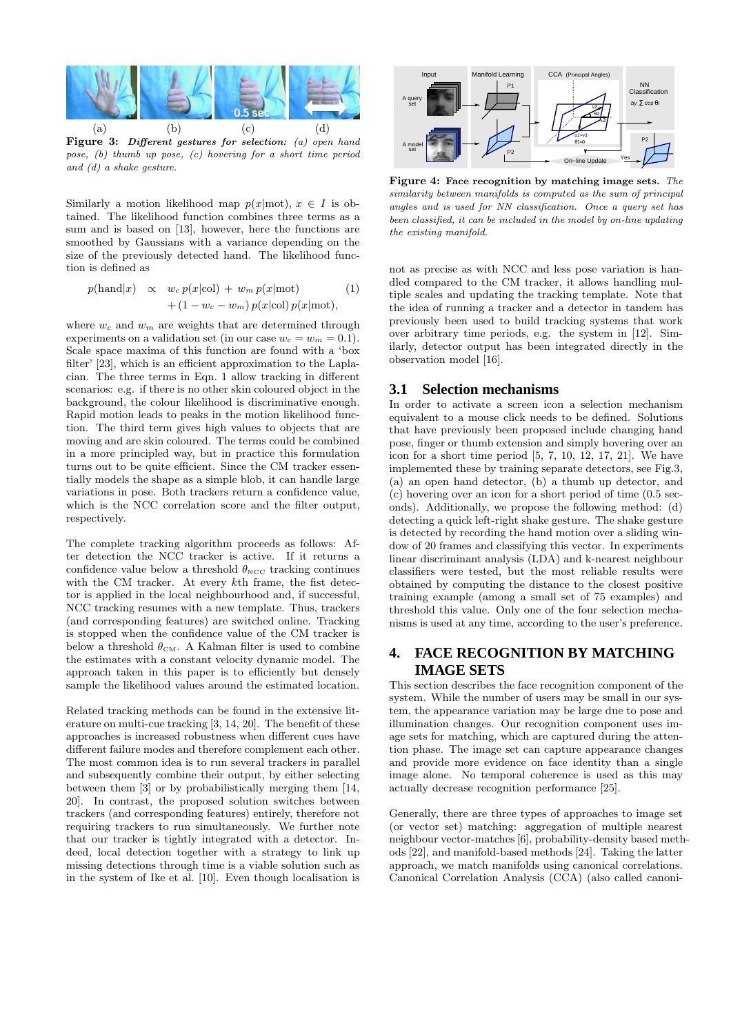(a) (b) (c) (d)

**Figure 3: *Different gestures for selection:*** *(a) open hand pose, (b) thumb up pose, (c) hovering for a short time period and (d) a shake gesture.*

Similarly a motion likelihood map $p(x|\text{mot})$, $x \in I$ is obtained. The likelihood function combines three terms as a sum and is based on [13], however, here the functions are smoothed by Gaussians with a variance depending on the size of the previously detected hand. The likelihood function is defined as

$$p(\text{hand}|x) \;\propto\; w_c\, p(x|\text{col}) + w_m\, p(x|\text{mot}) + (1 - w_c - w_m)\, p(x|\text{col})\, p(x|\text{mot}), \quad (1)$$

where $w_c$ and $w_m$ are weights that are determined through experiments on a validation set (in our case $w_c = w_m = 0.1$). Scale space maxima of this function are found with a 'box filter' [23], which is an efficient approximation to the Laplacian. The three terms in Eqn. 1 allow tracking in different scenarios: e.g. if there is no other skin coloured object in the background, the colour likelihood is discriminative enough. Rapid motion leads to peaks in the motion likelihood function. The third term gives high values to objects that are moving and are skin coloured. The terms could be combined in a more principled way, but in practice this formulation turns out to be quite efficient. Since the CM tracker essentially models the shape as a simple blob, it can handle large variations in pose. Both trackers return a confidence value, which is the NCC correlation score and the filter output, respectively.

The complete tracking algorithm proceeds as follows: After detection the NCC tracker is active. If it returns a confidence value below a threshold $\theta_{\text{NCC}}$ tracking continues with the CM tracker. At every $k$th frame, the fist detector is applied in the local neighbourhood and, if successful, NCC tracking resumes with a new template. Thus, trackers (and corresponding features) are switched online. Tracking is stopped when the confidence value of the CM tracker is below a threshold $\theta_{\text{CM}}$. A Kalman filter is used to combine the estimates with a constant velocity dynamic model. The approach taken in this paper is to efficiently but densely sample the likelihood values around the estimated location.

Related tracking methods can be found in the extensive literature on multi-cue tracking [3, 14, 20]. The benefit of these approaches is increased robustness when different cues have different failure modes and therefore complement each other. The most common idea is to run several trackers in parallel and subsequently combine their output, by either selecting between them [3] or by probabilistically merging them [14, 20]. In contrast, the proposed solution switches between trackers (and corresponding features) entirely, therefore not requiring trackers to run simultaneously. We further note that our tracker is tightly integrated with a detector. Indeed, local detection together with a strategy to link up missing detections through time is a viable solution such as in the system of Ike et al. [10]. Even though localisation is not as precise as with NCC and less pose variation is handled compared to the CM tracker, it allows handling multiple scales and updating the tracking template. Note that the idea of running a tracker and a detector in tandem has previously been used to build tracking systems that work over arbitrary time periods, e.g. the system in [12]. Similarly, detector output has been integrated directly in the observation model [16].

**Figure 4: Face recognition by matching image sets.** *The similarity between manifolds is computed as the sum of principal angles and is used for NN classification. Once a query set has been classified, it can be included in the model by on-line updating the existing manifold.*

### 3.1 Selection mechanisms

In order to activate a screen icon a selection mechanism equivalent to a mouse click needs to be defined. Solutions that have previously been proposed include changing hand pose, finger or thumb extension and simply hovering over an icon for a short time period [5, 7, 10, 12, 17, 21]. We have implemented these by training separate detectors, see Fig.3, (a) an open hand detector, (b) a thumb up detector, and (c) hovering over an icon for a short period of time (0.5 seconds). Additionally, we propose the following method: (d) detecting a quick left-right shake gesture. The shake gesture is detected by recording the hand motion over a sliding window of 20 frames and classifying this vector. In experiments linear discriminant analysis (LDA) and k-nearest neighbour classifiers were tested, but the most reliable results were obtained by computing the distance to the closest positive training example (among a small set of 75 examples) and threshold this value. Only one of the four selection mechanisms is used at any time, according to the user's preference.

## 4. FACE RECOGNITION BY MATCHING IMAGE SETS

This section describes the face recognition component of the system. While the number of users may be small in our system, the appearance variation may be large due to pose and illumination changes. Our recognition component uses image sets for matching, which are captured during the attention phase. The image set can capture appearance changes and provide more evidence on face identity than a single image alone. No temporal coherence is used as this may actually decrease recognition performance [25].

Generally, there are three types of approaches to image set (or vector set) matching: aggregation of multiple nearest neighbour vector-matches [6], probability-density based methods [22], and manifold-based methods [24]. Taking the latter approach, we match manifolds using canonical correlations. Canonical Correlation Analysis (CCA) (also called canoni-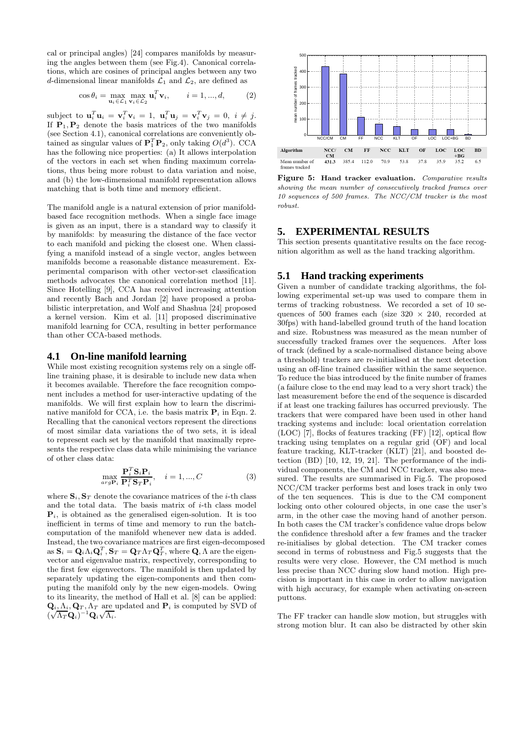cal or principal angles) [24] compares manifolds by measuring the angles between them (see Fig.4). Canonical correlations, which are cosines of principal angles between any two $d$-dimensional linear manifolds $\mathcal{L}_1$ and $\mathcal{L}_2$, are defined as

$$\cos\theta_i = \max_{\mathbf{u}_i \in \mathcal{L}_1} \max_{\mathbf{v}_i \in \mathcal{L}_2} \mathbf{u}_i^T \mathbf{v}_i, \qquad i = 1, ..., d, \tag{2}$$

subject to $\mathbf{u}_i^T\mathbf{u}_i = \mathbf{v}_i^T\mathbf{v}_i = 1,\ \mathbf{u}_i^T\mathbf{u}_j = \mathbf{v}_i^T\mathbf{v}_j = 0,\ i \neq j$. If $\mathbf{P}_1, \mathbf{P}_2$ denote the basis matrices of the two manifolds (see Section 4.1), canonical correlations are conveniently obtained as singular values of $\mathbf{P}_1^T\mathbf{P}_2$, only taking $O(d^3)$. CCA has the following nice properties: (a) It allows interpolation of the vectors in each set when finding maximum correlations, thus being more robust to data variation and noise, and (b) the low-dimensional manifold representation allows matching that is both time and memory efficient.

The manifold angle is a natural extension of prior manifold-based face recognition methods. When a single face image is given as an input, there is a standard way to classify it by manifolds: by measuring the distance of the face vector to each manifold and picking the closest one. When classifying a manifold instead of a single vector, angles between manifolds become a reasonable distance measurement. Experimental comparison with other vector-set classification methods advocates the canonical correlation method [11]. Since Hotelling [9], CCA has received increasing attention and recently Bach and Jordan [2] have proposed a probabilistic interpretation, and Wolf and Shashua [24] proposed a kernel version. Kim et al. [11] proposed discriminative manifold learning for CCA, resulting in better performance than other CCA-based methods.

## 4.1 On-line manifold learning

While most existing recognition systems rely on a single off-line training phase, it is desirable to include new data when it becomes available. Therefore the face recognition component includes a method for user-interactive updating of the manifolds. We will first explain how to learn the discriminative manifold for CCA, i.e. the basis matrix $\mathbf{P}_i$ in Eqn. 2. Recalling that the canonical vectors represent the directions of most similar data variations the of two sets, it is ideal to represent each set by the manifold that maximally represents the respective class data while minimising the variance of other class data:

$$\max_{arg\mathbf{P}_i} \frac{\mathbf{P}_i^T\mathbf{S}_i\mathbf{P}_i}{\mathbf{P}_i^T\mathbf{S}_T\mathbf{P}_i}, \quad i = 1, ..., C \tag{3}$$

where $\mathbf{S}_i, \mathbf{S}_T$ denote the covariance matrices of the $i$-th class and the total data. The basis matrix of $i$-th class model $\mathbf{P}_i$, is obtained as the generalised eigen-solution. It is too inefficient in terms of time and memory to run the batch-computation of the manifold whenever new data is added. Instead, the two covariance matrices are first eigen-decomposed as $\mathbf{S}_i = \mathbf{Q}_i\Lambda_i\mathbf{Q}_i^T, \mathbf{S}_T = \mathbf{Q}_T\Lambda_T\mathbf{Q}_T^T$, where $\mathbf{Q}, \Lambda$ are the eigenvector and eigenvalue matrix, respectively, corresponding to the first few eigenvectors. The manifold is then updated by separately updating the eigen-components and then computing the manifold only by the new eigen-models. Owing to its linearity, the method of Hall et al. [8] can be applied: $\mathbf{Q}_i, \Lambda_i, \mathbf{Q}_T, \Lambda_T$ are updated and $\mathbf{P}_i$ is computed by SVD of $(\sqrt{\Lambda_T}\mathbf{Q}_i)^{-1}\mathbf{Q}_i\sqrt{\Lambda_i}$.

| Algorithm | NCC/CM | CM | FF | NCC | KLT | OF | LOC | LOC+BG | BD |
|---|---|---|---|---|---|---|---|---|---|
| Mean number of frames tracked | **431.3** | 385.4 | 112.0 | 70.9 | 53.8 | 37.8 | 35.9 | 35.2 | 6.5 |

**Figure 5: Hand tracker evaluation.** *Comparative results showing the mean number of consecutively tracked frames over 10 sequences of 500 frames. The NCC/CM tracker is the most robust.*

# 5. EXPERIMENTAL RESULTS

This section presents quantitative results on the face recognition algorithm as well as the hand tracking algorithm.

## 5.1 Hand tracking experiments

Given a number of candidate tracking algorithms, the following experimental set-up was used to compare them in terms of tracking robustness. We recorded a set of 10 sequences of 500 frames each (size $320 \times 240$, recorded at 30fps) with hand-labelled ground truth of the hand location and size. Robustness was measured as the mean number of successfully tracked frames over the sequences. After loss of track (defined by a scale-normalised distance being above a threshold) trackers are re-initialised at the next detection using an off-line trained classifier within the same sequence. To reduce the bias introduced by the finite number of frames (a failure close to the end may lead to a very short track) the last measurement before the end of the sequence is discarded if at least one tracking failures has occurred previously. The trackers that were compared have been used in other hand tracking systems and include: local orientation correlation (LOC) [7], flocks of features tracking (FF) [12], optical flow tracking using templates on a regular grid (OF) and local feature tracking, KLT-tracker (KLT) [21], and boosted detection (BD) [10, 12, 19, 21]. The performance of the individual components, the CM and NCC tracker, was also measured. The results are summarised in Fig.5. The proposed NCC/CM tracker performs best and loses track in only two of the ten sequences. This is due to the CM component locking onto other coloured objects, in one case the user's arm, in the other case the moving hand of another person. In both cases the CM tracker's confidence value drops below the confidence threshold after a few frames and the tracker re-initialises by global detection. The CM tracker comes second in terms of robustness and Fig.5 suggests that the results were very close. However, the CM method is much less precise than NCC during slow hand motion. High precision is important in this case in order to allow navigation with high accuracy, for example when activating on-screen puttons.

The FF tracker can handle slow motion, but struggles with strong motion blur. It can also be distracted by other skin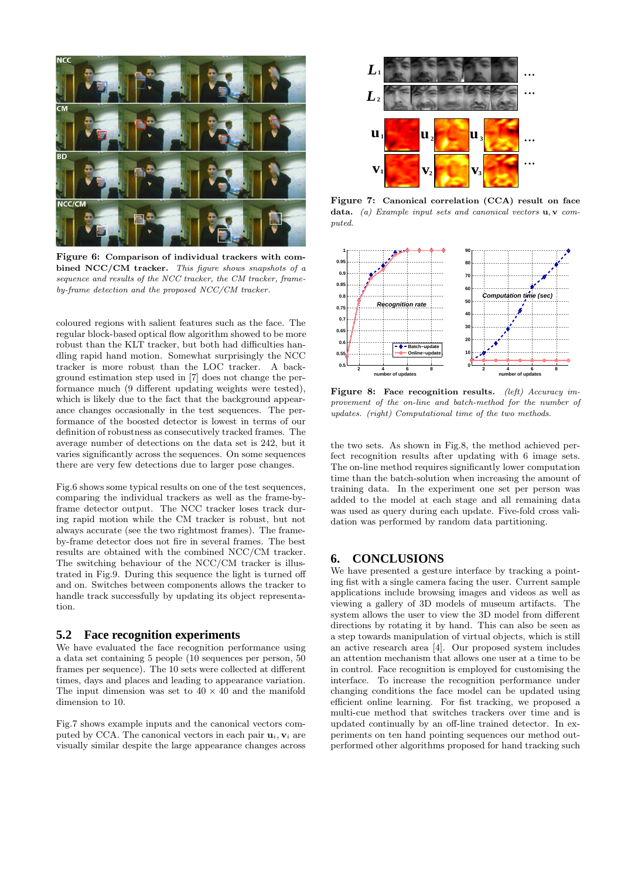**Figure 6: Comparison of individual trackers with combined NCC/CM tracker.** *This figure shows snapshots of a sequence and results of the NCC tracker, the CM tracker, frame-by-frame detection and the proposed NCC/CM tracker.*

coloured regions with salient features such as the face. The regular block-based optical flow algorithm showed to be more robust than the KLT tracker, but both had difficulties handling rapid hand motion. Somewhat surprisingly the NCC tracker is more robust than the LOC tracker. A background estimation step used in [7] does not change the performance much (9 different updating weights were tested), which is likely due to the fact that the background appearance changes occasionally in the test sequences. The performance of the boosted detector is lowest in terms of our definition of robustness as consecutively tracked frames. The average number of detections on the data set is 242, but it varies significantly across the sequences. On some sequences there are very few detections due to larger pose changes.

Fig.6 shows some typical results on one of the test sequences, comparing the individual trackers as well as the frame-by-frame detector output. The NCC tracker loses track during rapid motion while the CM tracker is robust, but not always accurate (see the two rightmost frames). The frame-by-frame detector does not fire in several frames. The best results are obtained with the combined NCC/CM tracker. The switching behaviour of the NCC/CM tracker is illustrated in Fig.9. During this sequence the light is turned off and on. Switches between components allows the tracker to handle track successfully by updating its object representation.

## 5.2 Face recognition experiments

We have evaluated the face recognition performance using a data set containing 5 people (10 sequences per person, 50 frames per sequence). The 10 sets were collected at different times, days and places and leading to appearance variation. The input dimension was set to $40 \times 40$ and the manifold dimension to 10.

Fig.7 shows example inputs and the canonical vectors computed by CCA. The canonical vectors in each pair $\mathbf{u}_i, \mathbf{v}_i$ are visually similar despite the large appearance changes across

**Figure 7: Canonical correlation (CCA) result on face data.** *(a) Example input sets and canonical vectors* $\mathbf{u}, \mathbf{v}$ *computed.*

**Figure 8: Face recognition results.** *(left) Accuracy improvement of the on-line and batch-method for the number of updates. (right) Computational time of the two methods.*

the two sets. As shown in Fig.8, the method achieved perfect recognition results after updating with 6 image sets. The on-line method requires significantly lower computation time than the batch-solution when increasing the amount of training data. In the experiment one set per person was added to the model at each stage and all remaining data was used as query during each update. Five-fold cross validation was performed by random data partitioning.

# 6. CONCLUSIONS

We have presented a gesture interface by tracking a pointing fist with a single camera facing the user. Current sample applications include browsing images and videos as well as viewing a gallery of 3D models of museum artifacts. The system allows the user to view the 3D model from different directions by rotating it by hand. This can also be seen as a step towards manipulation of virtual objects, which is still an active research area [4]. Our proposed system includes an attention mechanism that allows one user at a time to be in control. Face recognition is employed for customising the interface. To increase the recognition performance under changing conditions the face model can be updated using efficient online learning. For fist tracking, we proposed a multi-cue method that switches trackers over time and is updated continually by an off-line trained detector. In experiments on ten hand pointing sequences our method outperformed other algorithms proposed for hand tracking such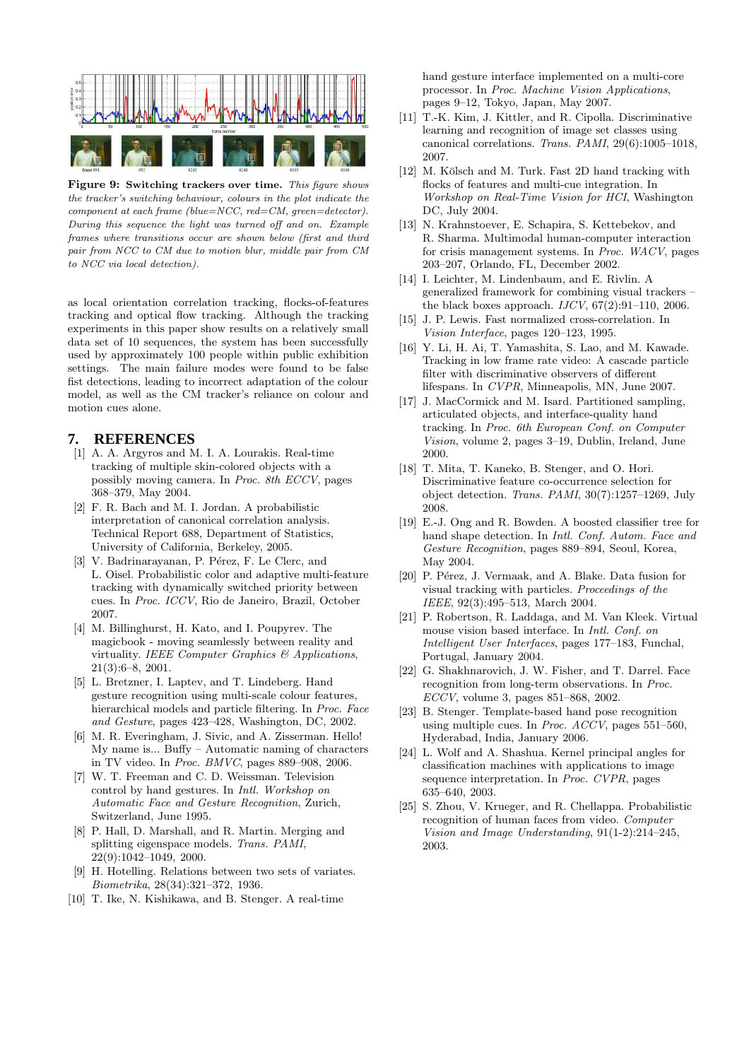position error

0.5
0.4
0.3
0.2
0.1
0

0 50 100 150 200 250 300 350 400 450 500

frame number

frame #91 #92 #243 #248 #333 #336

**Figure 9: Switching trackers over time.** *This figure shows the tracker's switching behaviour, colours in the plot indicate the component at each frame (blue=NCC, red=CM, green=detector). During this sequence the light was turned off and on. Example frames where transitions occur are shown below (first and third pair from NCC to CM due to motion blur, middle pair from CM to NCC via local detection).*

as local orientation correlation tracking, flocks-of-features tracking and optical flow tracking. Although the tracking experiments in this paper show results on a relatively small data set of 10 sequences, the system has been successfully used by approximately 100 people within public exhibition settings. The main failure modes were found to be false fist detections, leading to incorrect adaptation of the colour model, as well as the CM tracker's reliance on colour and motion cues alone.

## 7. REFERENCES

[1] A. A. Argyros and M. I. A. Lourakis. Real-time tracking of multiple skin-colored objects with a possibly moving camera. In *Proc. 8th ECCV*, pages 368–379, May 2004.

[2] F. R. Bach and M. I. Jordan. A probabilistic interpretation of canonical correlation analysis. Technical Report 688, Department of Statistics, University of California, Berkeley, 2005.

[3] V. Badrinarayanan, P. Pérez, F. Le Clerc, and L. Oisel. Probabilistic color and adaptive multi-feature tracking with dynamically switched priority between cues. In *Proc. ICCV*, Rio de Janeiro, Brazil, October 2007.

[4] M. Billinghurst, H. Kato, and I. Poupyrev. The magicbook - moving seamlessly between reality and virtuality. *IEEE Computer Graphics & Applications*, 21(3):6–8, 2001.

[5] L. Bretzner, I. Laptev, and T. Lindeberg. Hand gesture recognition using multi-scale colour features, hierarchical models and particle filtering. In *Proc. Face and Gesture*, pages 423–428, Washington, DC, 2002.

[6] M. R. Everingham, J. Sivic, and A. Zisserman. Hello! My name is... Buffy – Automatic naming of characters in TV video. In *Proc. BMVC*, pages 889–908, 2006.

[7] W. T. Freeman and C. D. Weissman. Television control by hand gestures. In *Intl. Workshop on Automatic Face and Gesture Recognition*, Zurich, Switzerland, June 1995.

[8] P. Hall, D. Marshall, and R. Martin. Merging and splitting eigenspace models. *Trans. PAMI*, 22(9):1042–1049, 2000.

[9] H. Hotelling. Relations between two sets of variates. *Biometrika*, 28(34):321–372, 1936.

[10] T. Ike, N. Kishikawa, and B. Stenger. A real-time hand gesture interface implemented on a multi-core processor. In *Proc. Machine Vision Applications*, pages 9–12, Tokyo, Japan, May 2007.

[11] T.-K. Kim, J. Kittler, and R. Cipolla. Discriminative learning and recognition of image set classes using canonical correlations. *Trans. PAMI*, 29(6):1005–1018, 2007.

[12] M. Kölsch and M. Turk. Fast 2D hand tracking with flocks of features and multi-cue integration. In *Workshop on Real-Time Vision for HCI*, Washington DC, July 2004.

[13] N. Krahnstoever, E. Schapira, S. Kettebekov, and R. Sharma. Multimodal human-computer interaction for crisis management systems. In *Proc. WACV*, pages 203–207, Orlando, FL, December 2002.

[14] I. Leichter, M. Lindenbaum, and E. Rivlin. A generalized framework for combining visual trackers – the black boxes approach. *IJCV*, 67(2):91–110, 2006.

[15] J. P. Lewis. Fast normalized cross-correlation. In *Vision Interface*, pages 120–123, 1995.

[16] Y. Li, H. Ai, T. Yamashita, S. Lao, and M. Kawade. Tracking in low frame rate video: A cascade particle filter with discriminative observers of different lifespans. In *CVPR*, Minneapolis, MN, June 2007.

[17] J. MacCormick and M. Isard. Partitioned sampling, articulated objects, and interface-quality hand tracking. In *Proc. 6th European Conf. on Computer Vision*, volume 2, pages 3–19, Dublin, Ireland, June 2000.

[18] T. Mita, T. Kaneko, B. Stenger, and O. Hori. Discriminative feature co-occurrence selection for object detection. *Trans. PAMI*, 30(7):1257–1269, July 2008.

[19] E.-J. Ong and R. Bowden. A boosted classifier tree for hand shape detection. In *Intl. Conf. Autom. Face and Gesture Recognition*, pages 889–894, Seoul, Korea, May 2004.

[20] P. Pérez, J. Vermaak, and A. Blake. Data fusion for visual tracking with particles. *Proceedings of the IEEE*, 92(3):495–513, March 2004.

[21] P. Robertson, R. Laddaga, and M. Van Kleek. Virtual mouse vision based interface. In *Intl. Conf. on Intelligent User Interfaces*, pages 177–183, Funchal, Portugal, January 2004.

[22] G. Shakhnarovich, J. W. Fisher, and T. Darrel. Face recognition from long-term observations. In *Proc. ECCV*, volume 3, pages 851–868, 2002.

[23] B. Stenger. Template-based hand pose recognition using multiple cues. In *Proc. ACCV*, pages 551–560, Hyderabad, India, January 2006.

[24] L. Wolf and A. Shashua. Kernel principal angles for classification machines with applications to image sequence interpretation. In *Proc. CVPR*, pages 635–640, 2003.

[25] S. Zhou, V. Krueger, and R. Chellappa. Probabilistic recognition of human faces from video. *Computer Vision and Image Understanding*, 91(1-2):214–245, 2003.